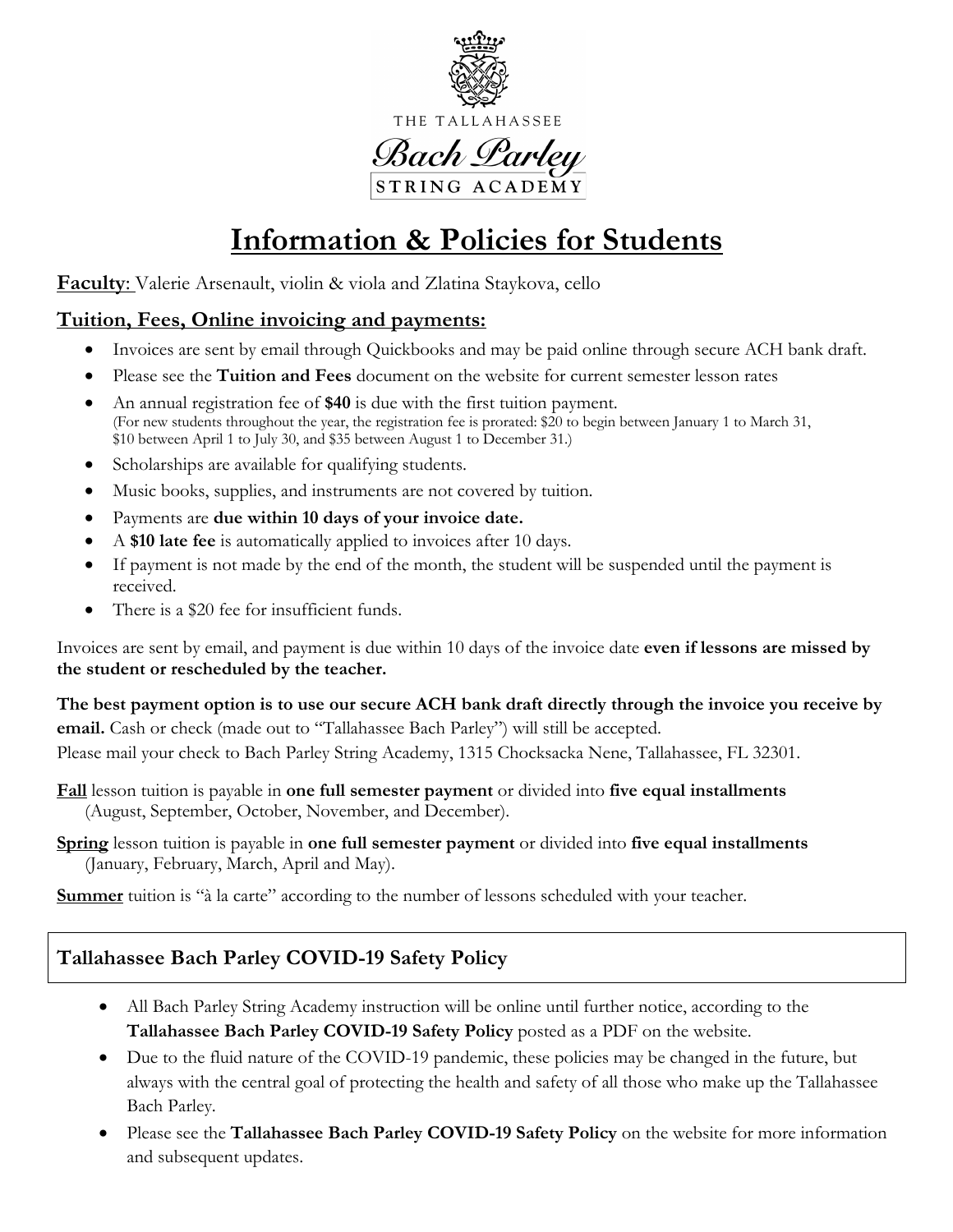THE TALLAHASSEE

Bach Parley

STRING ACADEMY

# Information & Policies for Students

**Faculty**: Valerie Arsenault, violin & viola and Zlatina Staykova, cello

## Tuition, Fees, Online invoicing and payments:

- Invoices are sent by email through Quickbooks and may be paid online through secure ACH bank draft.
- Please see the **Tuition and Fees** document on the website for current semester lesson rates
- An annual registration fee of **$40** is due with the first tuition payment. (For new students throughout the year, the registration fee is prorated: $20 to begin between January 1 to March 31, $10 between April 1 to July 30, and $35 between August 1 to December 31.)
- Scholarships are available for qualifying students.
- Music books, supplies, and instruments are not covered by tuition.
- Payments are **due within 10 days of your invoice date.**
- A **$10 late fee** is automatically applied to invoices after 10 days.
- If payment is not made by the end of the month, the student will be suspended until the payment is received.
- There is a $20 fee for insufficient funds.

Invoices are sent by email, and payment is due within 10 days of the invoice date **even if lessons are missed by the student or rescheduled by the teacher.**

**The best payment option is to use our secure ACH bank draft directly through the invoice you receive by email.** Cash or check (made out to "Tallahassee Bach Parley") will still be accepted.
Please mail your check to Bach Parley String Academy, 1315 Chocksacka Nene, Tallahassee, FL 32301.

**Fall** lesson tuition is payable in **one full semester payment** or divided into **five equal installments** (August, September, October, November, and December).

**Spring** lesson tuition is payable in **one full semester payment** or divided into **five equal installments** (January, February, March, April and May).

**Summer** tuition is "à la carte" according to the number of lessons scheduled with your teacher.

## Tallahassee Bach Parley COVID-19 Safety Policy

- All Bach Parley String Academy instruction will be online until further notice, according to the **Tallahassee Bach Parley COVID-19 Safety Policy** posted as a PDF on the website.
- Due to the fluid nature of the COVID-19 pandemic, these policies may be changed in the future, but always with the central goal of protecting the health and safety of all those who make up the Tallahassee Bach Parley.
- Please see the **Tallahassee Bach Parley COVID-19 Safety Policy** on the website for more information and subsequent updates.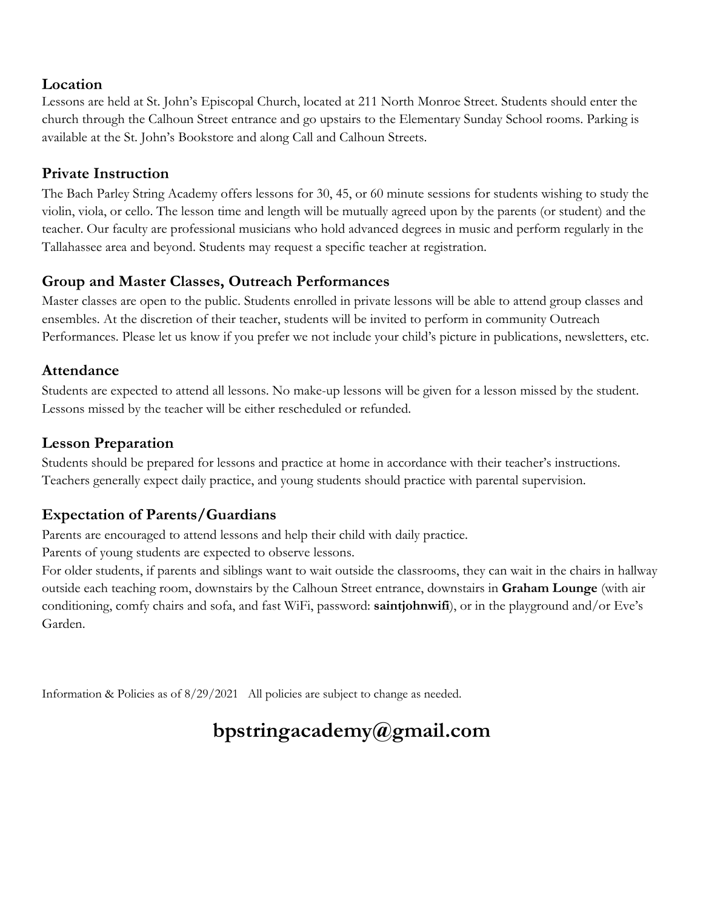## Location

Lessons are held at St. John's Episcopal Church, located at 211 North Monroe Street. Students should enter the church through the Calhoun Street entrance and go upstairs to the Elementary Sunday School rooms. Parking is available at the St. John's Bookstore and along Call and Calhoun Streets.

## Private Instruction

The Bach Parley String Academy offers lessons for 30, 45, or 60 minute sessions for students wishing to study the violin, viola, or cello. The lesson time and length will be mutually agreed upon by the parents (or student) and the teacher. Our faculty are professional musicians who hold advanced degrees in music and perform regularly in the Tallahassee area and beyond. Students may request a specific teacher at registration.

## Group and Master Classes, Outreach Performances

Master classes are open to the public. Students enrolled in private lessons will be able to attend group classes and ensembles. At the discretion of their teacher, students will be invited to perform in community Outreach Performances. Please let us know if you prefer we not include your child's picture in publications, newsletters, etc.

## Attendance

Students are expected to attend all lessons. No make-up lessons will be given for a lesson missed by the student. Lessons missed by the teacher will be either rescheduled or refunded.

## Lesson Preparation

Students should be prepared for lessons and practice at home in accordance with their teacher's instructions. Teachers generally expect daily practice, and young students should practice with parental supervision.

## Expectation of Parents/Guardians

Parents are encouraged to attend lessons and help their child with daily practice.

Parents of young students are expected to observe lessons.

For older students, if parents and siblings want to wait outside the classrooms, they can wait in the chairs in hallway outside each teaching room, downstairs by the Calhoun Street entrance, downstairs in **Graham Lounge** (with air conditioning, comfy chairs and sofa, and fast WiFi, password: **saintjohnwifi**), or in the playground and/or Eve's Garden.

Information & Policies as of 8/29/2021   All policies are subject to change as needed.

# bpstringacademy@gmail.com